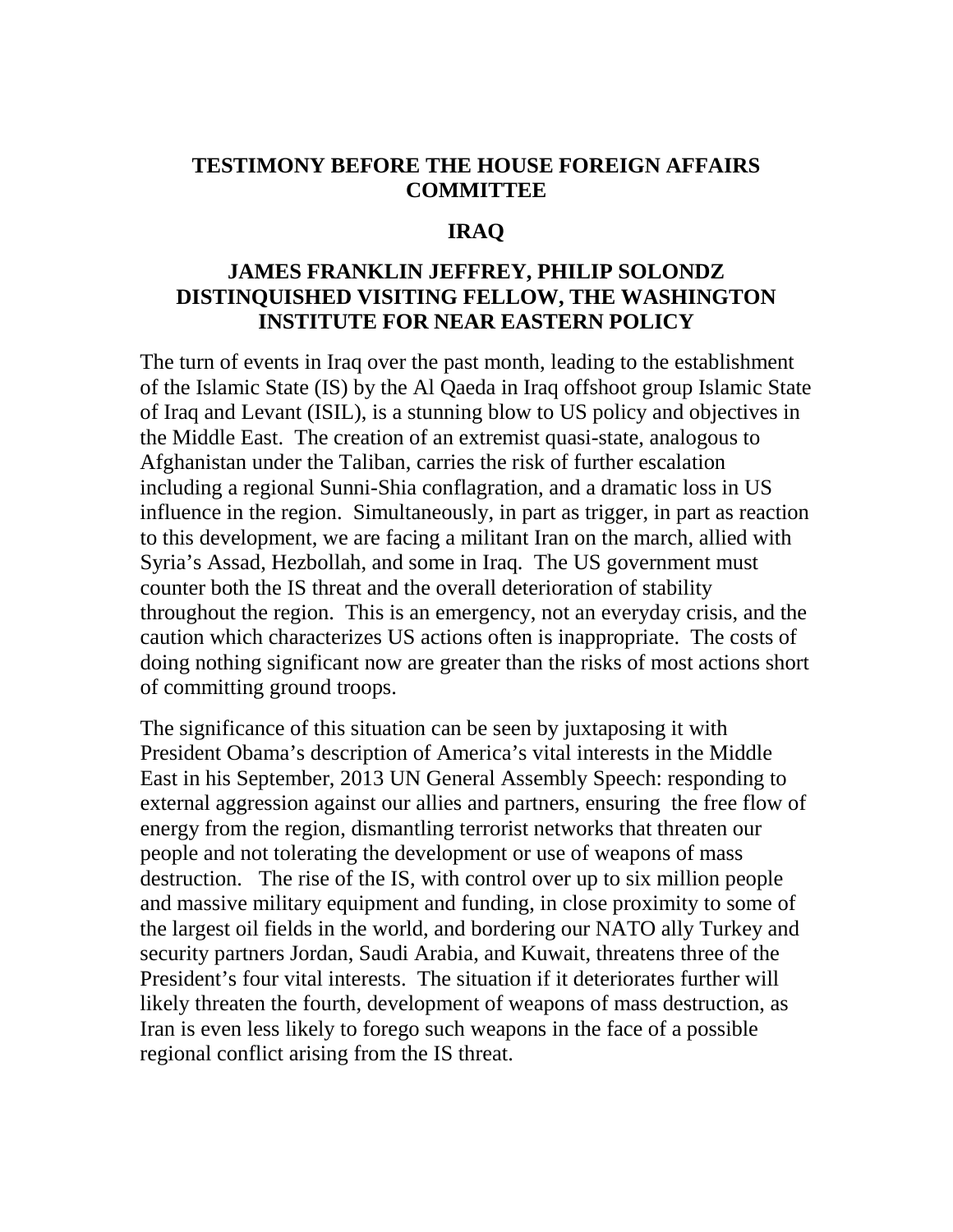# TESTIMONY BEFORE THE HOUSE FOREIGN AFFAIRS COMMITTEE

## IRAQ

## JAMES FRANKLIN JEFFREY, PHILIP SOLONDZ DISTINQUISHED VISITING FELLOW, THE WASHINGTON INSTITUTE FOR NEAR EASTERN POLICY

The turn of events in Iraq over the past month, leading to the establishment of the Islamic State (IS) by the Al Qaeda in Iraq offshoot group Islamic State of Iraq and Levant (ISIL), is a stunning blow to US policy and objectives in the Middle East. The creation of an extremist quasi-state, analogous to Afghanistan under the Taliban, carries the risk of further escalation including a regional Sunni-Shia conflagration, and a dramatic loss in US influence in the region. Simultaneously, in part as trigger, in part as reaction to this development, we are facing a militant Iran on the march, allied with Syria's Assad, Hezbollah, and some in Iraq. The US government must counter both the IS threat and the overall deterioration of stability throughout the region. This is an emergency, not an everyday crisis, and the caution which characterizes US actions often is inappropriate. The costs of doing nothing significant now are greater than the risks of most actions short of committing ground troops.

The significance of this situation can be seen by juxtaposing it with President Obama's description of America's vital interests in the Middle East in his September, 2013 UN General Assembly Speech: responding to external aggression against our allies and partners, ensuring the free flow of energy from the region, dismantling terrorist networks that threaten our people and not tolerating the development or use of weapons of mass destruction. The rise of the IS, with control over up to six million people and massive military equipment and funding, in close proximity to some of the largest oil fields in the world, and bordering our NATO ally Turkey and security partners Jordan, Saudi Arabia, and Kuwait, threatens three of the President's four vital interests. The situation if it deteriorates further will likely threaten the fourth, development of weapons of mass destruction, as Iran is even less likely to forego such weapons in the face of a possible regional conflict arising from the IS threat.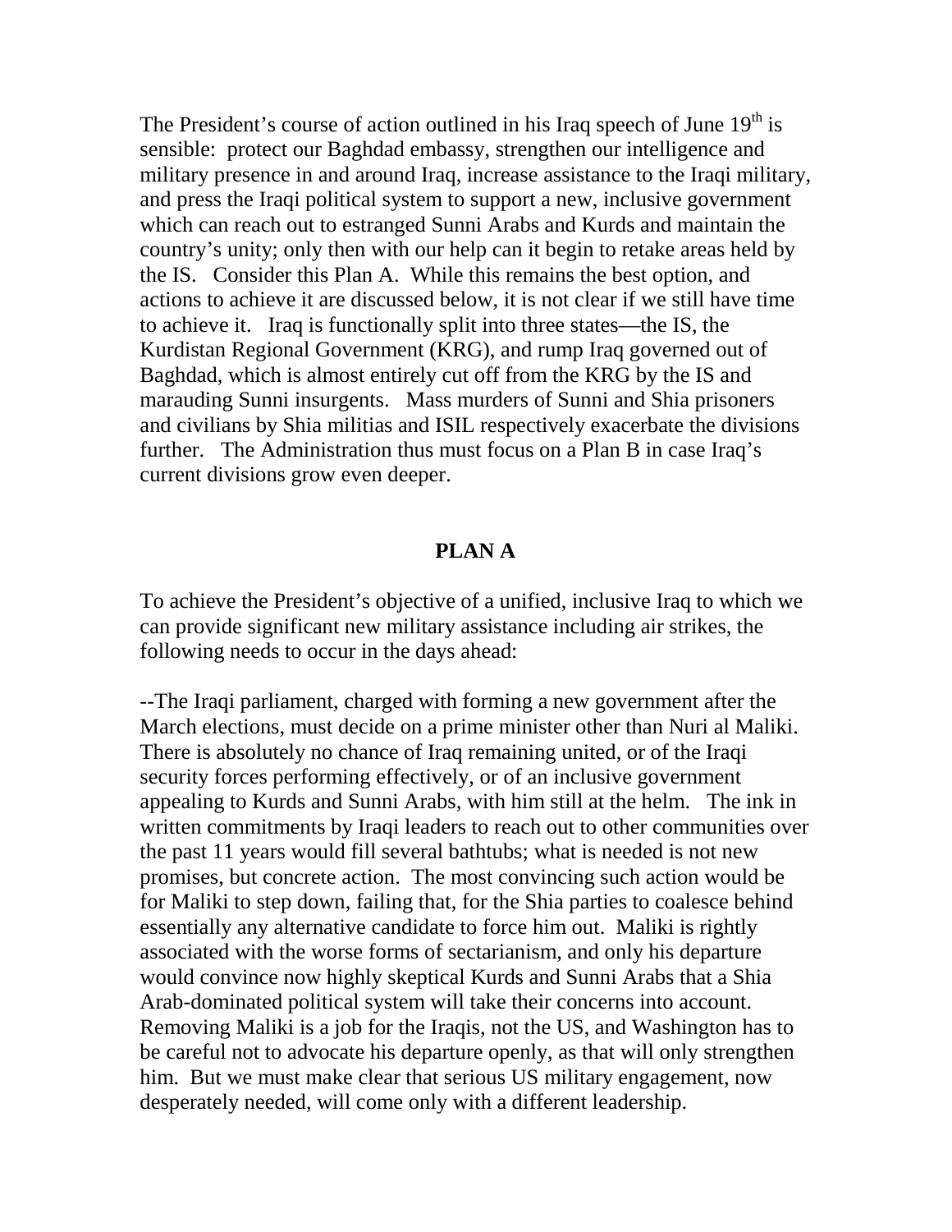The President's course of action outlined in his Iraq speech of June 19th is sensible: protect our Baghdad embassy, strengthen our intelligence and military presence in and around Iraq, increase assistance to the Iraqi military, and press the Iraqi political system to support a new, inclusive government which can reach out to estranged Sunni Arabs and Kurds and maintain the country's unity; only then with our help can it begin to retake areas held by the IS. Consider this Plan A. While this remains the best option, and actions to achieve it are discussed below, it is not clear if we still have time to achieve it. Iraq is functionally split into three states—the IS, the Kurdistan Regional Government (KRG), and rump Iraq governed out of Baghdad, which is almost entirely cut off from the KRG by the IS and marauding Sunni insurgents. Mass murders of Sunni and Shia prisoners and civilians by Shia militias and ISIL respectively exacerbate the divisions further. The Administration thus must focus on a Plan B in case Iraq's current divisions grow even deeper.

## PLAN A

To achieve the President's objective of a unified, inclusive Iraq to which we can provide significant new military assistance including air strikes, the following needs to occur in the days ahead:

--The Iraqi parliament, charged with forming a new government after the March elections, must decide on a prime minister other than Nuri al Maliki. There is absolutely no chance of Iraq remaining united, or of the Iraqi security forces performing effectively, or of an inclusive government appealing to Kurds and Sunni Arabs, with him still at the helm. The ink in written commitments by Iraqi leaders to reach out to other communities over the past 11 years would fill several bathtubs; what is needed is not new promises, but concrete action. The most convincing such action would be for Maliki to step down, failing that, for the Shia parties to coalesce behind essentially any alternative candidate to force him out. Maliki is rightly associated with the worse forms of sectarianism, and only his departure would convince now highly skeptical Kurds and Sunni Arabs that a Shia Arab-dominated political system will take their concerns into account. Removing Maliki is a job for the Iraqis, not the US, and Washington has to be careful not to advocate his departure openly, as that will only strengthen him. But we must make clear that serious US military engagement, now desperately needed, will come only with a different leadership.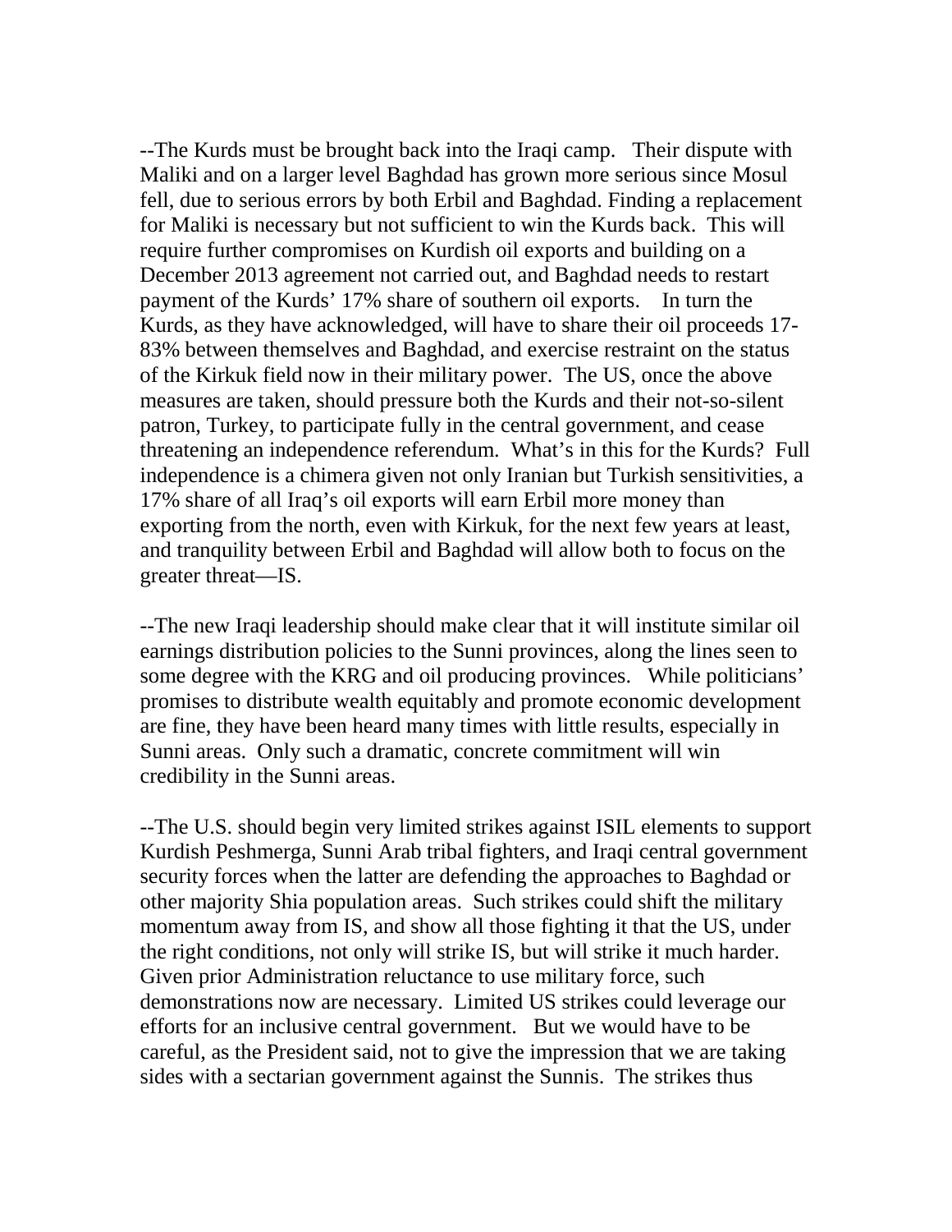--The Kurds must be brought back into the Iraqi camp. Their dispute with Maliki and on a larger level Baghdad has grown more serious since Mosul fell, due to serious errors by both Erbil and Baghdad. Finding a replacement for Maliki is necessary but not sufficient to win the Kurds back. This will require further compromises on Kurdish oil exports and building on a December 2013 agreement not carried out, and Baghdad needs to restart payment of the Kurds' 17% share of southern oil exports. In turn the Kurds, as they have acknowledged, will have to share their oil proceeds 17-83% between themselves and Baghdad, and exercise restraint on the status of the Kirkuk field now in their military power. The US, once the above measures are taken, should pressure both the Kurds and their not-so-silent patron, Turkey, to participate fully in the central government, and cease threatening an independence referendum. What's in this for the Kurds? Full independence is a chimera given not only Iranian but Turkish sensitivities, a 17% share of all Iraq's oil exports will earn Erbil more money than exporting from the north, even with Kirkuk, for the next few years at least, and tranquility between Erbil and Baghdad will allow both to focus on the greater threat—IS.

--The new Iraqi leadership should make clear that it will institute similar oil earnings distribution policies to the Sunni provinces, along the lines seen to some degree with the KRG and oil producing provinces. While politicians' promises to distribute wealth equitably and promote economic development are fine, they have been heard many times with little results, especially in Sunni areas. Only such a dramatic, concrete commitment will win credibility in the Sunni areas.

--The U.S. should begin very limited strikes against ISIL elements to support Kurdish Peshmerga, Sunni Arab tribal fighters, and Iraqi central government security forces when the latter are defending the approaches to Baghdad or other majority Shia population areas. Such strikes could shift the military momentum away from IS, and show all those fighting it that the US, under the right conditions, not only will strike IS, but will strike it much harder. Given prior Administration reluctance to use military force, such demonstrations now are necessary. Limited US strikes could leverage our efforts for an inclusive central government. But we would have to be careful, as the President said, not to give the impression that we are taking sides with a sectarian government against the Sunnis. The strikes thus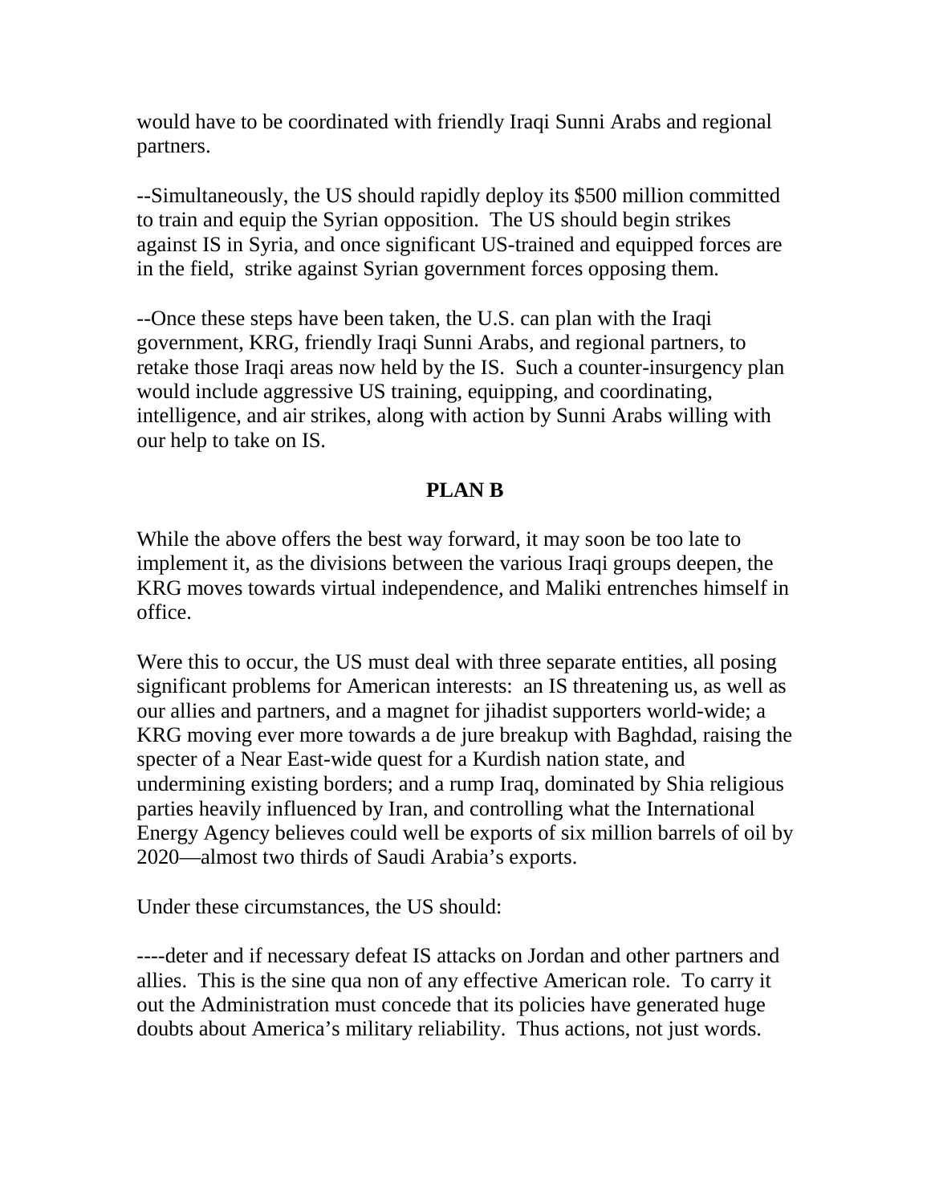would have to be coordinated with friendly Iraqi Sunni Arabs and regional partners.

--Simultaneously, the US should rapidly deploy its $500 million committed to train and equip the Syrian opposition. The US should begin strikes against IS in Syria, and once significant US-trained and equipped forces are in the field, strike against Syrian government forces opposing them.

--Once these steps have been taken, the U.S. can plan with the Iraqi government, KRG, friendly Iraqi Sunni Arabs, and regional partners, to retake those Iraqi areas now held by the IS. Such a counter-insurgency plan would include aggressive US training, equipping, and coordinating, intelligence, and air strikes, along with action by Sunni Arabs willing with our help to take on IS.

## PLAN B

While the above offers the best way forward, it may soon be too late to implement it, as the divisions between the various Iraqi groups deepen, the KRG moves towards virtual independence, and Maliki entrenches himself in office.

Were this to occur, the US must deal with three separate entities, all posing significant problems for American interests: an IS threatening us, as well as our allies and partners, and a magnet for jihadist supporters world-wide; a KRG moving ever more towards a de jure breakup with Baghdad, raising the specter of a Near East-wide quest for a Kurdish nation state, and undermining existing borders; and a rump Iraq, dominated by Shia religious parties heavily influenced by Iran, and controlling what the International Energy Agency believes could well be exports of six million barrels of oil by 2020—almost two thirds of Saudi Arabia's exports.

Under these circumstances, the US should:

----deter and if necessary defeat IS attacks on Jordan and other partners and allies. This is the sine qua non of any effective American role. To carry it out the Administration must concede that its policies have generated huge doubts about America's military reliability. Thus actions, not just words.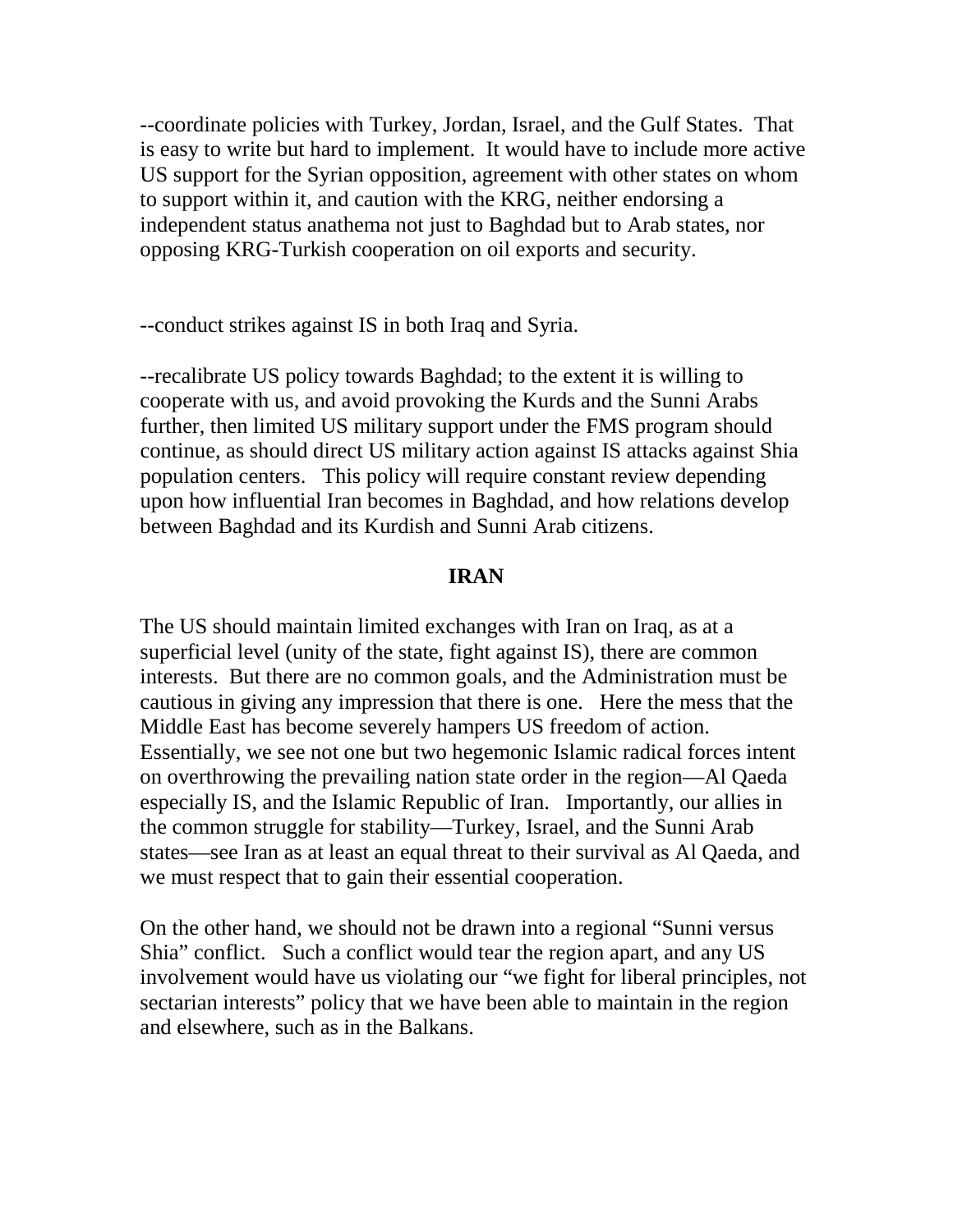--coordinate policies with Turkey, Jordan, Israel, and the Gulf States. That is easy to write but hard to implement. It would have to include more active US support for the Syrian opposition, agreement with other states on whom to support within it, and caution with the KRG, neither endorsing a independent status anathema not just to Baghdad but to Arab states, nor opposing KRG-Turkish cooperation on oil exports and security.

--conduct strikes against IS in both Iraq and Syria.

--recalibrate US policy towards Baghdad; to the extent it is willing to cooperate with us, and avoid provoking the Kurds and the Sunni Arabs further, then limited US military support under the FMS program should continue, as should direct US military action against IS attacks against Shia population centers. This policy will require constant review depending upon how influential Iran becomes in Baghdad, and how relations develop between Baghdad and its Kurdish and Sunni Arab citizens.

## IRAN

The US should maintain limited exchanges with Iran on Iraq, as at a superficial level (unity of the state, fight against IS), there are common interests. But there are no common goals, and the Administration must be cautious in giving any impression that there is one. Here the mess that the Middle East has become severely hampers US freedom of action. Essentially, we see not one but two hegemonic Islamic radical forces intent on overthrowing the prevailing nation state order in the region—Al Qaeda especially IS, and the Islamic Republic of Iran. Importantly, our allies in the common struggle for stability—Turkey, Israel, and the Sunni Arab states—see Iran as at least an equal threat to their survival as Al Qaeda, and we must respect that to gain their essential cooperation.

On the other hand, we should not be drawn into a regional "Sunni versus Shia" conflict. Such a conflict would tear the region apart, and any US involvement would have us violating our "we fight for liberal principles, not sectarian interests" policy that we have been able to maintain in the region and elsewhere, such as in the Balkans.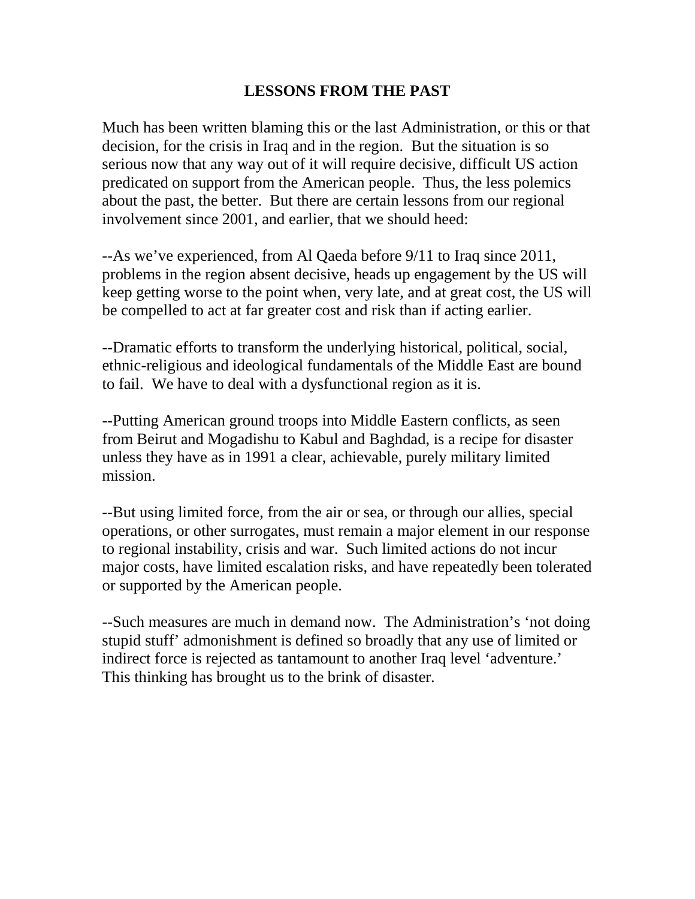## LESSONS FROM THE PAST

Much has been written blaming this or the last Administration, or this or that decision, for the crisis in Iraq and in the region. But the situation is so serious now that any way out of it will require decisive, difficult US action predicated on support from the American people. Thus, the less polemics about the past, the better. But there are certain lessons from our regional involvement since 2001, and earlier, that we should heed:

--As we've experienced, from Al Qaeda before 9/11 to Iraq since 2011, problems in the region absent decisive, heads up engagement by the US will keep getting worse to the point when, very late, and at great cost, the US will be compelled to act at far greater cost and risk than if acting earlier.

--Dramatic efforts to transform the underlying historical, political, social, ethnic-religious and ideological fundamentals of the Middle East are bound to fail. We have to deal with a dysfunctional region as it is.

--Putting American ground troops into Middle Eastern conflicts, as seen from Beirut and Mogadishu to Kabul and Baghdad, is a recipe for disaster unless they have as in 1991 a clear, achievable, purely military limited mission.

--But using limited force, from the air or sea, or through our allies, special operations, or other surrogates, must remain a major element in our response to regional instability, crisis and war. Such limited actions do not incur major costs, have limited escalation risks, and have repeatedly been tolerated or supported by the American people.

--Such measures are much in demand now. The Administration's 'not doing stupid stuff' admonishment is defined so broadly that any use of limited or indirect force is rejected as tantamount to another Iraq level 'adventure.' This thinking has brought us to the brink of disaster.